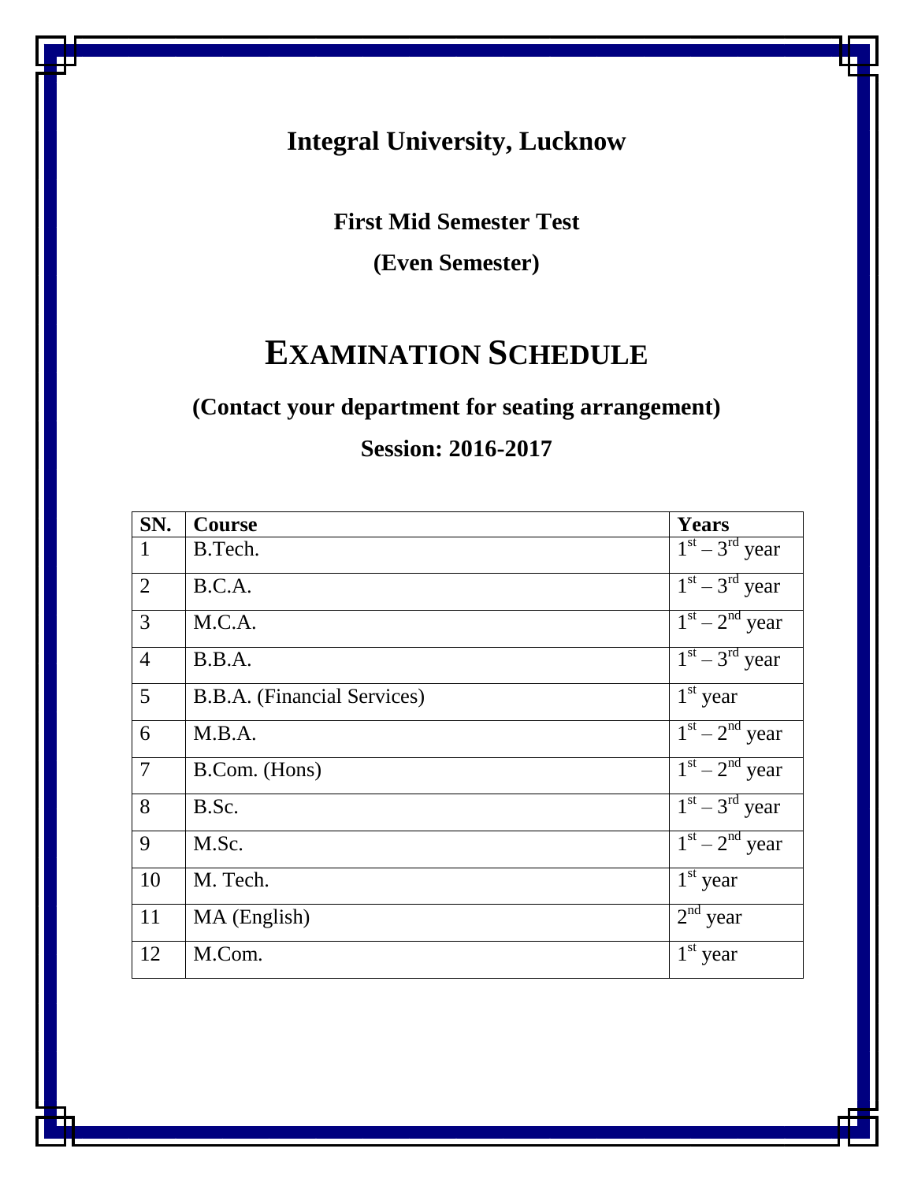# Integral University, Lucknow

**First Mid Semester Test**

**(Even Semester)**

# EXAMINATION SCHEDULE

**(Contact your department for seating arrangement)**

**Session: 2016-2017**

| SN. | Course | Years |
|---|---|---|
| 1 | B.Tech. | 1st – 3rd year |
| 2 | B.C.A. | 1st – 3rd year |
| 3 | M.C.A. | 1st – 2nd year |
| 4 | B.B.A. | 1st – 3rd year |
| 5 | B.B.A. (Financial Services) | 1st year |
| 6 | M.B.A. | 1st – 2nd year |
| 7 | B.Com. (Hons) | 1st – 2nd year |
| 8 | B.Sc. | 1st – 3rd year |
| 9 | M.Sc. | 1st – 2nd year |
| 10 | M. Tech. | 1st year |
| 11 | MA (English) | 2nd year |
| 12 | M.Com. | 1st year |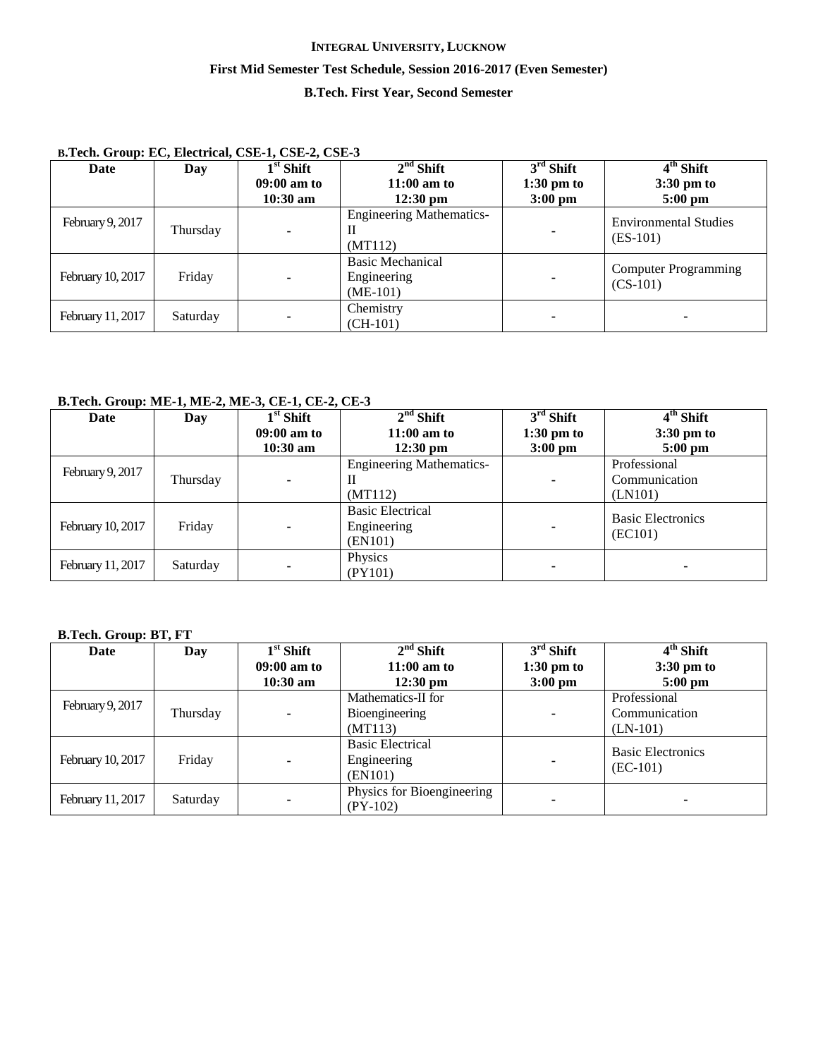**INTEGRAL UNIVERSITY, LUCKNOW**

**First Mid Semester Test Schedule, Session 2016-2017 (Even Semester)**

**B.Tech. First Year, Second Semester**

**B.Tech. Group: EC, Electrical, CSE-1, CSE-2, CSE-3**

| Date | Day | 1st Shift 09:00 am to 10:30 am | 2nd Shift 11:00 am to 12:30 pm | 3rd Shift 1:30 pm to 3:00 pm | 4th Shift 3:30 pm to 5:00 pm |
|---|---|---|---|---|---|
| February 9, 2017 | Thursday | - | Engineering Mathematics-II (MT112) | - | Environmental Studies (ES-101) |
| February 10, 2017 | Friday | - | Basic Mechanical Engineering (ME-101) | - | Computer Programming (CS-101) |
| February 11, 2017 | Saturday | - | Chemistry (CH-101) | - | - |

**B.Tech. Group: ME-1, ME-2, ME-3, CE-1, CE-2, CE-3**

| Date | Day | 1st Shift 09:00 am to 10:30 am | 2nd Shift 11:00 am to 12:30 pm | 3rd Shift 1:30 pm to 3:00 pm | 4th Shift 3:30 pm to 5:00 pm |
|---|---|---|---|---|---|
| February 9, 2017 | Thursday | - | Engineering Mathematics-II (MT112) | - | Professional Communication (LN101) |
| February 10, 2017 | Friday | - | Basic Electrical Engineering (EN101) | - | Basic Electronics (EC101) |
| February 11, 2017 | Saturday | - | Physics (PY101) | - | - |

**B.Tech. Group: BT, FT**

| Date | Day | 1st Shift 09:00 am to 10:30 am | 2nd Shift 11:00 am to 12:30 pm | 3rd Shift 1:30 pm to 3:00 pm | 4th Shift 3:30 pm to 5:00 pm |
|---|---|---|---|---|---|
| February 9, 2017 | Thursday | - | Mathematics-II for Bioengineering (MT113) | - | Professional Communication (LN-101) |
| February 10, 2017 | Friday | - | Basic Electrical Engineering (EN101) | - | Basic Electronics (EC-101) |
| February 11, 2017 | Saturday | - | Physics for Bioengineering (PY-102) | - | - |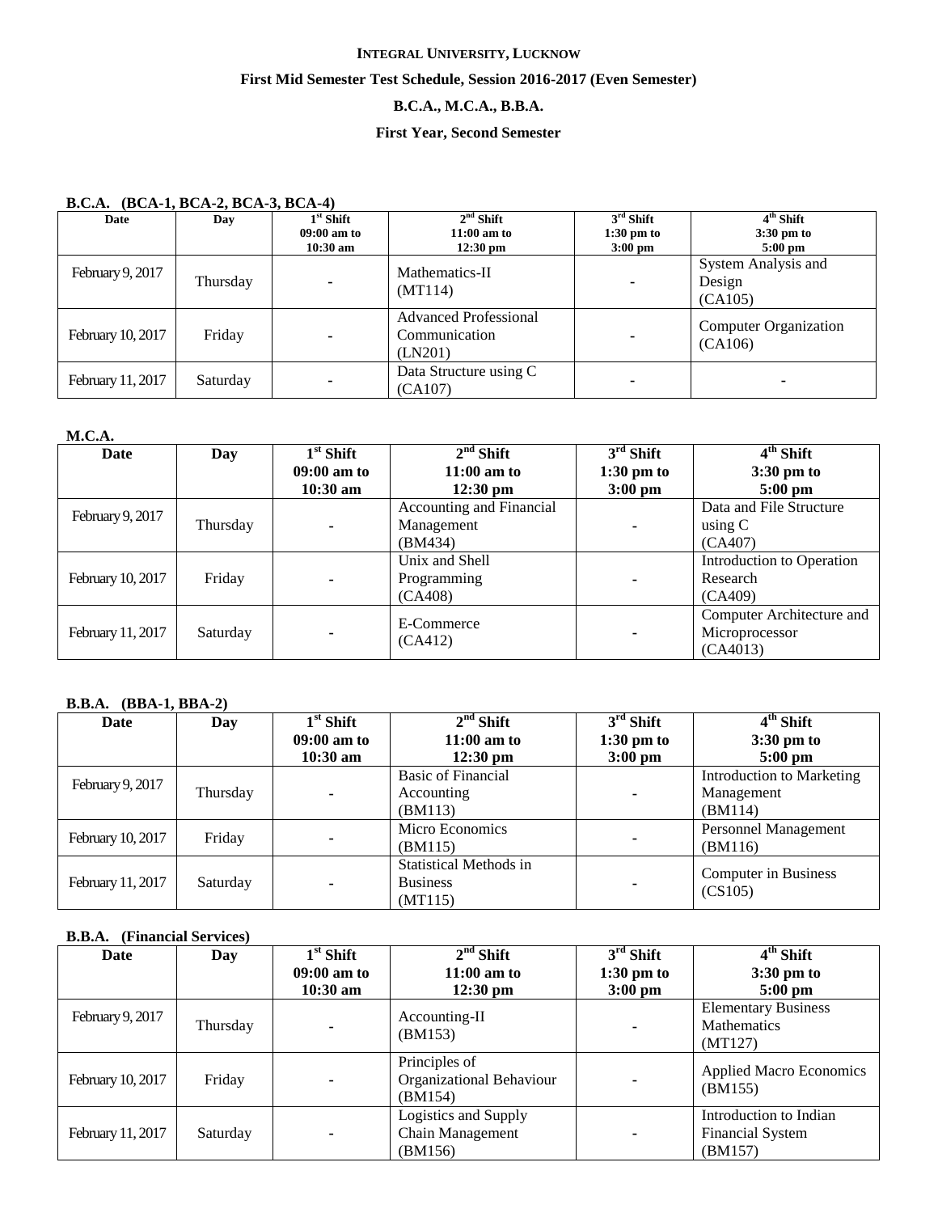**INTEGRAL UNIVERSITY, LUCKNOW**

**First Mid Semester Test Schedule, Session 2016-2017 (Even Semester)**

**B.C.A., M.C.A., B.B.A.**

**First Year, Second Semester**

**B.C.A. (BCA-1, BCA-2, BCA-3, BCA-4)**

| Date | Day | 1st Shift 09:00 am to 10:30 am | 2nd Shift 11:00 am to 12:30 pm | 3rd Shift 1:30 pm to 3:00 pm | 4th Shift 3:30 pm to 5:00 pm |
|---|---|---|---|---|---|
| February 9, 2017 | Thursday | - | Mathematics-II (MT114) | - | System Analysis and Design (CA105) |
| February 10, 2017 | Friday | - | Advanced Professional Communication (LN201) | - | Computer Organization (CA106) |
| February 11, 2017 | Saturday | - | Data Structure using C (CA107) | - | - |

**M.C.A.**

| Date | Day | 1st Shift 09:00 am to 10:30 am | 2nd Shift 11:00 am to 12:30 pm | 3rd Shift 1:30 pm to 3:00 pm | 4th Shift 3:30 pm to 5:00 pm |
|---|---|---|---|---|---|
| February 9, 2017 | Thursday | - | Accounting and Financial Management (BM434) | - | Data and File Structure using C (CA407) |
| February 10, 2017 | Friday | - | Unix and Shell Programming (CA408) | - | Introduction to Operation Research (CA409) |
| February 11, 2017 | Saturday | - | E-Commerce (CA412) | - | Computer Architecture and Microprocessor (CA4013) |

**B.B.A. (BBA-1, BBA-2)**

| Date | Day | 1st Shift 09:00 am to 10:30 am | 2nd Shift 11:00 am to 12:30 pm | 3rd Shift 1:30 pm to 3:00 pm | 4th Shift 3:30 pm to 5:00 pm |
|---|---|---|---|---|---|
| February 9, 2017 | Thursday | - | Basic of Financial Accounting (BM113) | - | Introduction to Marketing Management (BM114) |
| February 10, 2017 | Friday | - | Micro Economics (BM115) | - | Personnel Management (BM116) |
| February 11, 2017 | Saturday | - | Statistical Methods in Business (MT115) | - | Computer in Business (CS105) |

**B.B.A. (Financial Services)**

| Date | Day | 1st Shift 09:00 am to 10:30 am | 2nd Shift 11:00 am to 12:30 pm | 3rd Shift 1:30 pm to 3:00 pm | 4th Shift 3:30 pm to 5:00 pm |
|---|---|---|---|---|---|
| February 9, 2017 | Thursday | - | Accounting-II (BM153) | - | Elementary Business Mathematics (MT127) |
| February 10, 2017 | Friday | - | Principles of Organizational Behaviour (BM154) | - | Applied Macro Economics (BM155) |
| February 11, 2017 | Saturday | - | Logistics and Supply Chain Management (BM156) | - | Introduction to Indian Financial System (BM157) |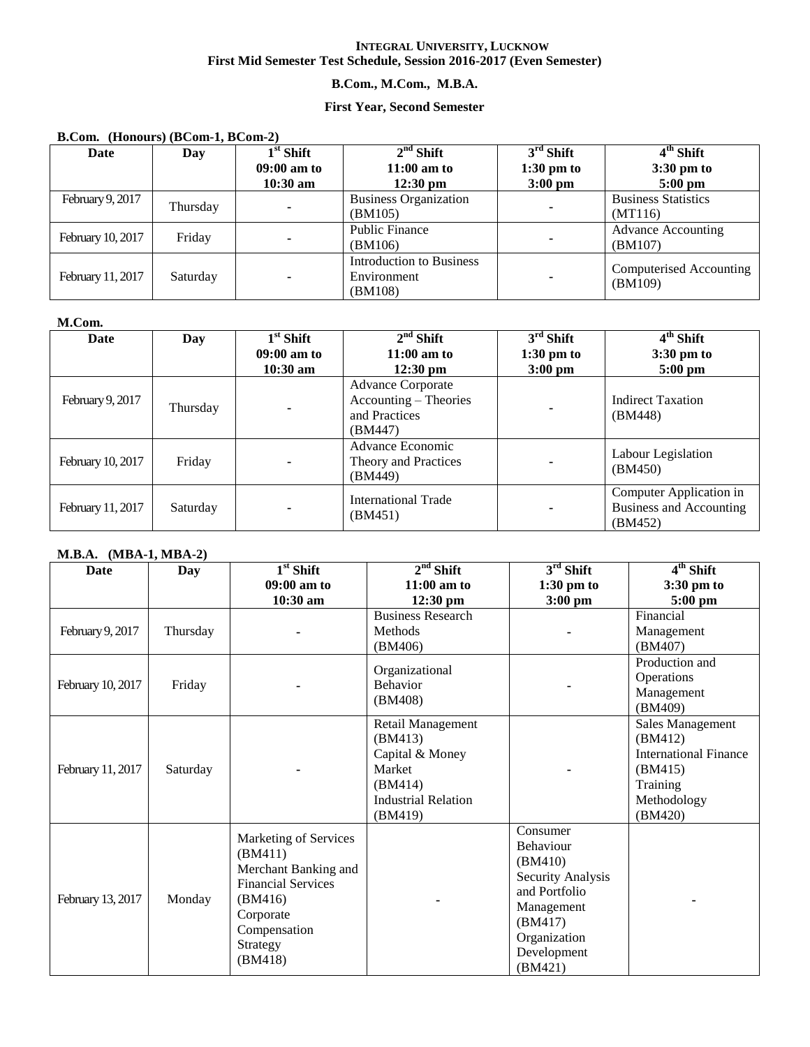**INTEGRAL UNIVERSITY, LUCKNOW**
**First Mid Semester Test Schedule, Session 2016-2017 (Even Semester)**

**B.Com., M.Com., M.B.A.**

**First Year, Second Semester**

**B.Com. (Honours) (BCom-1, BCom-2)**

| Date | Day | 1st Shift 09:00 am to 10:30 am | 2nd Shift 11:00 am to 12:30 pm | 3rd Shift 1:30 pm to 3:00 pm | 4th Shift 3:30 pm to 5:00 pm |
|---|---|---|---|---|---|
| February 9, 2017 | Thursday | - | Business Organization (BM105) | - | Business Statistics (MT116) |
| February 10, 2017 | Friday | - | Public Finance (BM106) | - | Advance Accounting (BM107) |
| February 11, 2017 | Saturday | - | Introduction to Business Environment (BM108) | - | Computerised Accounting (BM109) |

**M.Com.**

| Date | Day | 1st Shift 09:00 am to 10:30 am | 2nd Shift 11:00 am to 12:30 pm | 3rd Shift 1:30 pm to 3:00 pm | 4th Shift 3:30 pm to 5:00 pm |
|---|---|---|---|---|---|
| February 9, 2017 | Thursday | - | Advance Corporate Accounting – Theories and Practices (BM447) | - | Indirect Taxation (BM448) |
| February 10, 2017 | Friday | - | Advance Economic Theory and Practices (BM449) | - | Labour Legislation (BM450) |
| February 11, 2017 | Saturday | - | International Trade (BM451) | - | Computer Application in Business and Accounting (BM452) |

**M.B.A. (MBA-1, MBA-2)**

| Date | Day | 1st Shift 09:00 am to 10:30 am | 2nd Shift 11:00 am to 12:30 pm | 3rd Shift 1:30 pm to 3:00 pm | 4th Shift 3:30 pm to 5:00 pm |
|---|---|---|---|---|---|
| February 9, 2017 | Thursday | - | Business Research Methods (BM406) | - | Financial Management (BM407) |
| February 10, 2017 | Friday | - | Organizational Behavior (BM408) | - | Production and Operations Management (BM409) |
| February 11, 2017 | Saturday | - | Retail Management (BM413) Capital & Money Market (BM414) Industrial Relation (BM419) | - | Sales Management (BM412) International Finance (BM415) Training Methodology (BM420) |
| February 13, 2017 | Monday | Marketing of Services (BM411) Merchant Banking and Financial Services (BM416) Corporate Compensation Strategy (BM418) | - | Consumer Behaviour (BM410) Security Analysis and Portfolio Management (BM417) Organization Development (BM421) | - |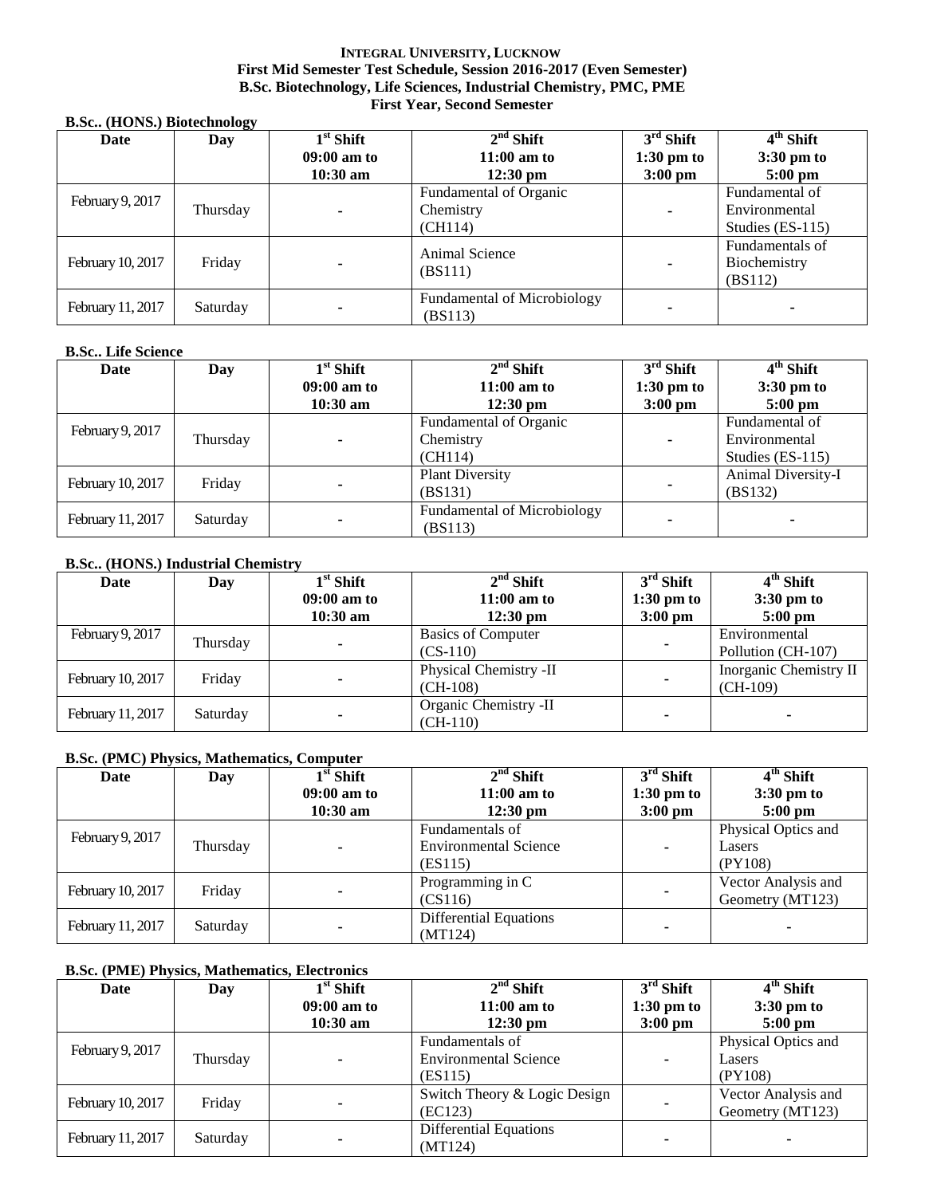**INTEGRAL UNIVERSITY, LUCKNOW**
**First Mid Semester Test Schedule, Session 2016-2017 (Even Semester)**
**B.Sc. Biotechnology, Life Sciences, Industrial Chemistry, PMC, PME**
**First Year, Second Semester**

**B.Sc.. (HONS.) Biotechnology**

| Date | Day | 1st Shift 09:00 am to 10:30 am | 2nd Shift 11:00 am to 12:30 pm | 3rd Shift 1:30 pm to 3:00 pm | 4th Shift 3:30 pm to 5:00 pm |
|---|---|---|---|---|---|
| February 9, 2017 | Thursday | - | Fundamental of Organic Chemistry (CH114) | - | Fundamental of Environmental Studies (ES-115) |
| February 10, 2017 | Friday | - | Animal Science (BS111) | - | Fundamentals of Biochemistry (BS112) |
| February 11, 2017 | Saturday | - | Fundamental of Microbiology (BS113) | - | - |

**B.Sc.. Life Science**

| Date | Day | 1st Shift 09:00 am to 10:30 am | 2nd Shift 11:00 am to 12:30 pm | 3rd Shift 1:30 pm to 3:00 pm | 4th Shift 3:30 pm to 5:00 pm |
|---|---|---|---|---|---|
| February 9, 2017 | Thursday | - | Fundamental of Organic Chemistry (CH114) | - | Fundamental of Environmental Studies (ES-115) |
| February 10, 2017 | Friday | - | Plant Diversity (BS131) | - | Animal Diversity-I (BS132) |
| February 11, 2017 | Saturday | - | Fundamental of Microbiology (BS113) | - | - |

**B.Sc.. (HONS.) Industrial Chemistry**

| Date | Day | 1st Shift 09:00 am to 10:30 am | 2nd Shift 11:00 am to 12:30 pm | 3rd Shift 1:30 pm to 3:00 pm | 4th Shift 3:30 pm to 5:00 pm |
|---|---|---|---|---|---|
| February 9, 2017 | Thursday | - | Basics of Computer (CS-110) | - | Environmental Pollution (CH-107) |
| February 10, 2017 | Friday | - | Physical Chemistry -II (CH-108) | - | Inorganic Chemistry II (CH-109) |
| February 11, 2017 | Saturday | - | Organic Chemistry -II (CH-110) | - | - |

**B.Sc. (PMC) Physics, Mathematics, Computer**

| Date | Day | 1st Shift 09:00 am to 10:30 am | 2nd Shift 11:00 am to 12:30 pm | 3rd Shift 1:30 pm to 3:00 pm | 4th Shift 3:30 pm to 5:00 pm |
|---|---|---|---|---|---|
| February 9, 2017 | Thursday | - | Fundamentals of Environmental Science (ES115) | - | Physical Optics and Lasers (PY108) |
| February 10, 2017 | Friday | - | Programming in C (CS116) | - | Vector Analysis and Geometry (MT123) |
| February 11, 2017 | Saturday | - | Differential Equations (MT124) | - | - |

**B.Sc. (PME) Physics, Mathematics, Electronics**

| Date | Day | 1st Shift 09:00 am to 10:30 am | 2nd Shift 11:00 am to 12:30 pm | 3rd Shift 1:30 pm to 3:00 pm | 4th Shift 3:30 pm to 5:00 pm |
|---|---|---|---|---|---|
| February 9, 2017 | Thursday | - | Fundamentals of Environmental Science (ES115) | - | Physical Optics and Lasers (PY108) |
| February 10, 2017 | Friday | - | Switch Theory & Logic Design (EC123) | - | Vector Analysis and Geometry (MT123) |
| February 11, 2017 | Saturday | - | Differential Equations (MT124) | - | - |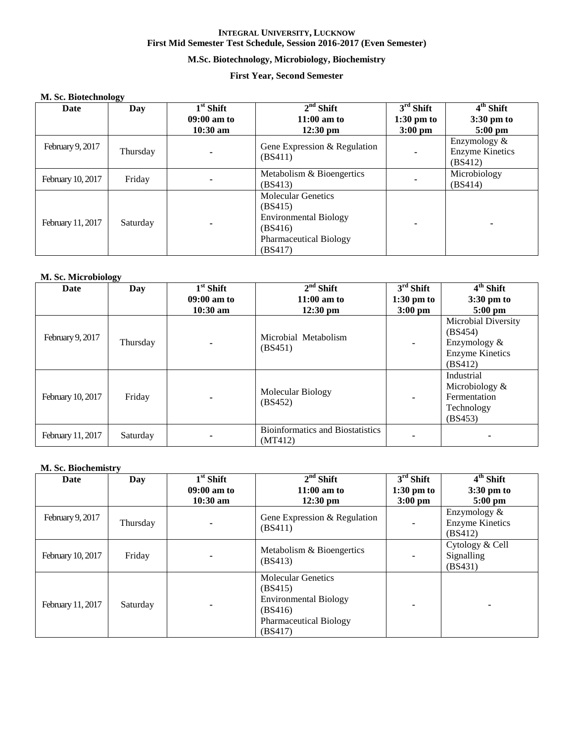**INTEGRAL UNIVERSITY, LUCKNOW**
**First Mid Semester Test Schedule, Session 2016-2017 (Even Semester)**

**M.Sc. Biotechnology, Microbiology, Biochemistry**

**First Year, Second Semester**

**M. Sc. Biotechnology**

| Date | Day | 1st Shift 09:00 am to 10:30 am | 2nd Shift 11:00 am to 12:30 pm | 3rd Shift 1:30 pm to 3:00 pm | 4th Shift 3:30 pm to 5:00 pm |
|---|---|---|---|---|---|
| February 9, 2017 | Thursday | - | Gene Expression & Regulation (BS411) | - | Enzymology & Enzyme Kinetics (BS412) |
| February 10, 2017 | Friday | - | Metabolism & Bioengertics (BS413) | - | Microbiology (BS414) |
| February 11, 2017 | Saturday | - | Molecular Genetics (BS415) Environmental Biology (BS416) Pharmaceutical Biology (BS417) | - | - |

**M. Sc. Microbiology**

| Date | Day | 1st Shift 09:00 am to 10:30 am | 2nd Shift 11:00 am to 12:30 pm | 3rd Shift 1:30 pm to 3:00 pm | 4th Shift 3:30 pm to 5:00 pm |
|---|---|---|---|---|---|
| February 9, 2017 | Thursday | - | Microbial Metabolism (BS451) | - | Microbial Diversity (BS454) Enzymology & Enzyme Kinetics (BS412) |
| February 10, 2017 | Friday | - | Molecular Biology (BS452) | - | Industrial Microbiology & Fermentation Technology (BS453) |
| February 11, 2017 | Saturday | - | Bioinformatics and Biostatistics (MT412) | - | - |

**M. Sc. Biochemistry**

| Date | Day | 1st Shift 09:00 am to 10:30 am | 2nd Shift 11:00 am to 12:30 pm | 3rd Shift 1:30 pm to 3:00 pm | 4th Shift 3:30 pm to 5:00 pm |
|---|---|---|---|---|---|
| February 9, 2017 | Thursday | - | Gene Expression & Regulation (BS411) | - | Enzymology & Enzyme Kinetics (BS412) |
| February 10, 2017 | Friday | - | Metabolism & Bioengertics (BS413) | - | Cytology & Cell Signalling (BS431) |
| February 11, 2017 | Saturday | - | Molecular Genetics (BS415) Environmental Biology (BS416) Pharmaceutical Biology (BS417) | - | - |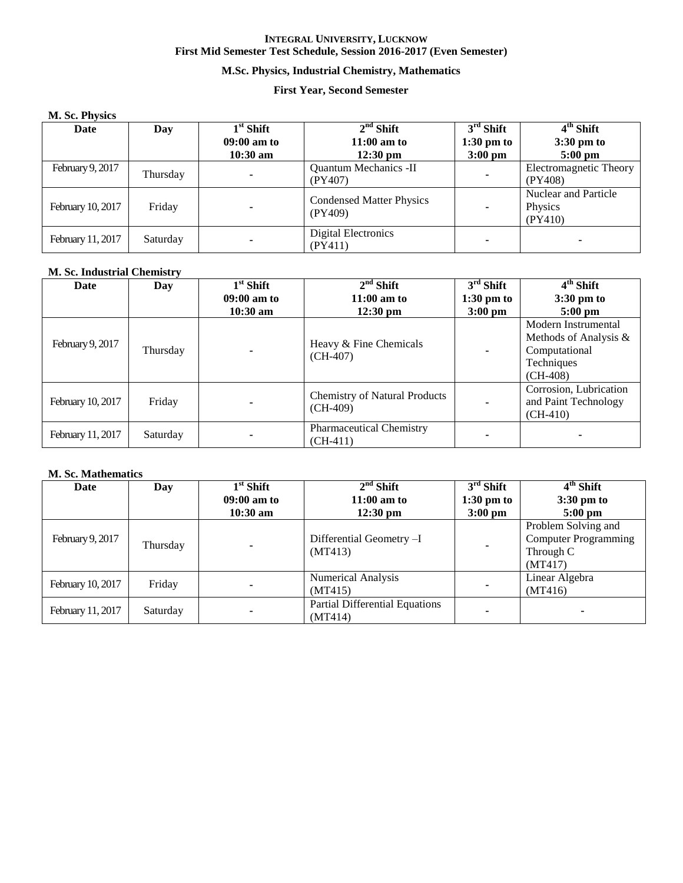**INTEGRAL UNIVERSITY, LUCKNOW**
**First Mid Semester Test Schedule, Session 2016-2017 (Even Semester)**

**M.Sc. Physics, Industrial Chemistry, Mathematics**

**First Year, Second Semester**

**M. Sc. Physics**

| Date | Day | 1st Shift 09:00 am to 10:30 am | 2nd Shift 11:00 am to 12:30 pm | 3rd Shift 1:30 pm to 3:00 pm | 4th Shift 3:30 pm to 5:00 pm |
|---|---|---|---|---|---|
| February 9, 2017 | Thursday | - | Quantum Mechanics -II (PY407) | - | Electromagnetic Theory (PY408) |
| February 10, 2017 | Friday | - | Condensed Matter Physics (PY409) | - | Nuclear and Particle Physics (PY410) |
| February 11, 2017 | Saturday | - | Digital Electronics (PY411) | - | - |

**M. Sc. Industrial Chemistry**

| Date | Day | 1st Shift 09:00 am to 10:30 am | 2nd Shift 11:00 am to 12:30 pm | 3rd Shift 1:30 pm to 3:00 pm | 4th Shift 3:30 pm to 5:00 pm |
|---|---|---|---|---|---|
| February 9, 2017 | Thursday | - | Heavy & Fine Chemicals (CH-407) | - | Modern Instrumental Methods of Analysis & Computational Techniques (CH-408) |
| February 10, 2017 | Friday | - | Chemistry of Natural Products (CH-409) | - | Corrosion, Lubrication and Paint Technology (CH-410) |
| February 11, 2017 | Saturday | - | Pharmaceutical Chemistry (CH-411) | - | - |

**M. Sc. Mathematics**

| Date | Day | 1st Shift 09:00 am to 10:30 am | 2nd Shift 11:00 am to 12:30 pm | 3rd Shift 1:30 pm to 3:00 pm | 4th Shift 3:30 pm to 5:00 pm |
|---|---|---|---|---|---|
| February 9, 2017 | Thursday | - | Differential Geometry –I (MT413) | - | Problem Solving and Computer Programming Through C (MT417) |
| February 10, 2017 | Friday | - | Numerical Analysis (MT415) | - | Linear Algebra (MT416) |
| February 11, 2017 | Saturday | - | Partial Differential Equations (MT414) | - | - |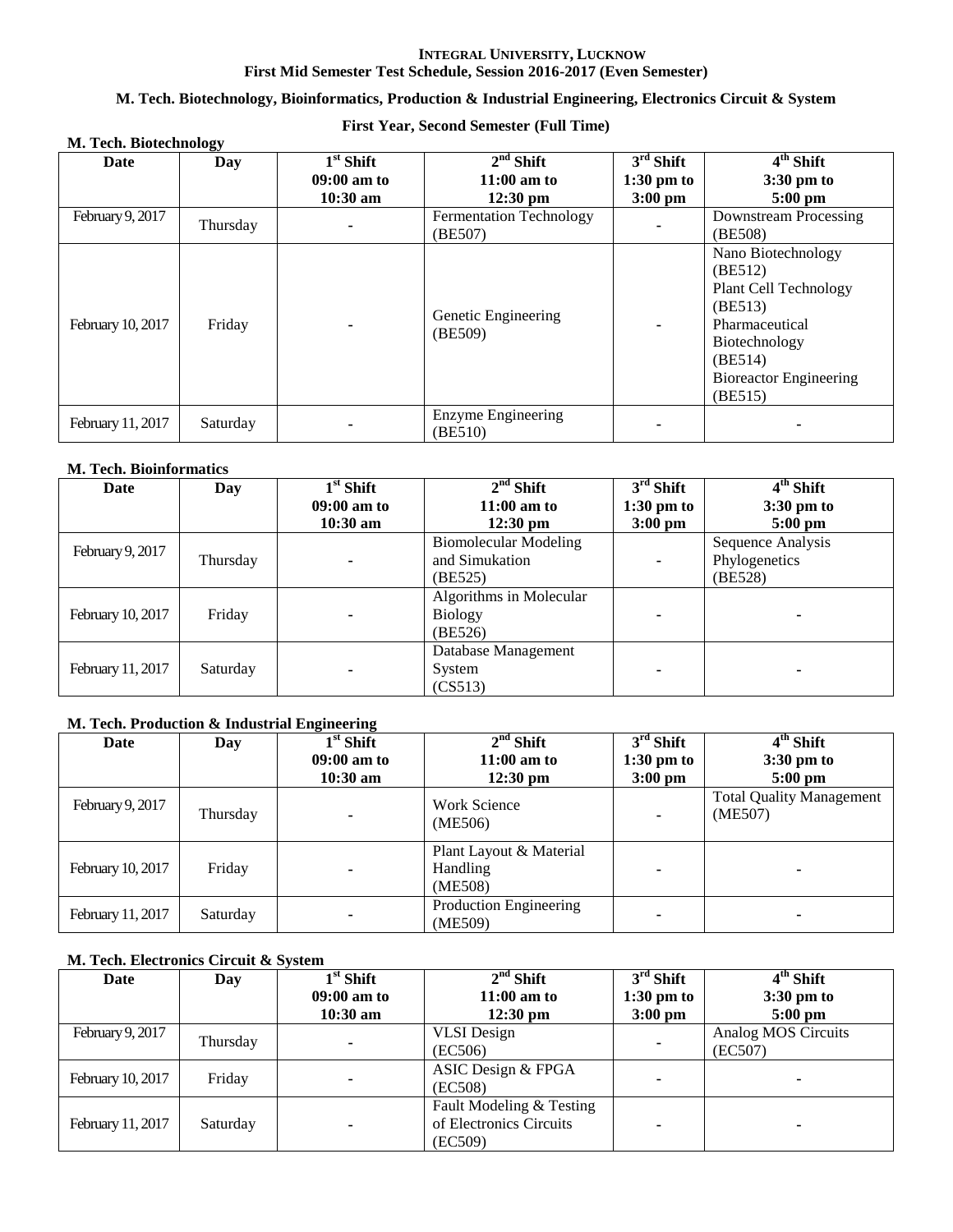**INTEGRAL UNIVERSITY, LUCKNOW**
**First Mid Semester Test Schedule, Session 2016-2017 (Even Semester)**

**M. Tech. Biotechnology, Bioinformatics, Production & Industrial Engineering, Electronics Circuit & System**

**First Year, Second Semester (Full Time)**

**M. Tech. Biotechnology**

| Date | Day | 1st Shift 09:00 am to 10:30 am | 2nd Shift 11:00 am to 12:30 pm | 3rd Shift 1:30 pm to 3:00 pm | 4th Shift 3:30 pm to 5:00 pm |
|---|---|---|---|---|---|
| February 9, 2017 | Thursday | - | Fermentation Technology (BE507) | - | Downstream Processing (BE508) |
| February 10, 2017 | Friday | - | Genetic Engineering (BE509) | - | Nano Biotechnology (BE512) Plant Cell Technology (BE513) Pharmaceutical Biotechnology (BE514) Bioreactor Engineering (BE515) |
| February 11, 2017 | Saturday | - | Enzyme Engineering (BE510) | - | - |

**M. Tech. Bioinformatics**

| Date | Day | 1st Shift 09:00 am to 10:30 am | 2nd Shift 11:00 am to 12:30 pm | 3rd Shift 1:30 pm to 3:00 pm | 4th Shift 3:30 pm to 5:00 pm |
|---|---|---|---|---|---|
| February 9, 2017 | Thursday | - | Biomolecular Modeling and Simukation (BE525) | - | Sequence Analysis Phylogenetics (BE528) |
| February 10, 2017 | Friday | - | Algorithms in Molecular Biology (BE526) | - | - |
| February 11, 2017 | Saturday | - | Database Management System (CS513) | - | - |

**M. Tech. Production & Industrial Engineering**

| Date | Day | 1st Shift 09:00 am to 10:30 am | 2nd Shift 11:00 am to 12:30 pm | 3rd Shift 1:30 pm to 3:00 pm | 4th Shift 3:30 pm to 5:00 pm |
|---|---|---|---|---|---|
| February 9, 2017 | Thursday | - | Work Science (ME506) | - | Total Quality Management (ME507) |
| February 10, 2017 | Friday | - | Plant Layout & Material Handling (ME508) | - | - |
| February 11, 2017 | Saturday | - | Production Engineering (ME509) | - | - |

**M. Tech. Electronics Circuit & System**

| Date | Day | 1st Shift 09:00 am to 10:30 am | 2nd Shift 11:00 am to 12:30 pm | 3rd Shift 1:30 pm to 3:00 pm | 4th Shift 3:30 pm to 5:00 pm |
|---|---|---|---|---|---|
| February 9, 2017 | Thursday | - | VLSI Design (EC506) | - | Analog MOS Circuits (EC507) |
| February 10, 2017 | Friday | - | ASIC Design & FPGA (EC508) | - | - |
| February 11, 2017 | Saturday | - | Fault Modeling & Testing of Electronics Circuits (EC509) | - | - |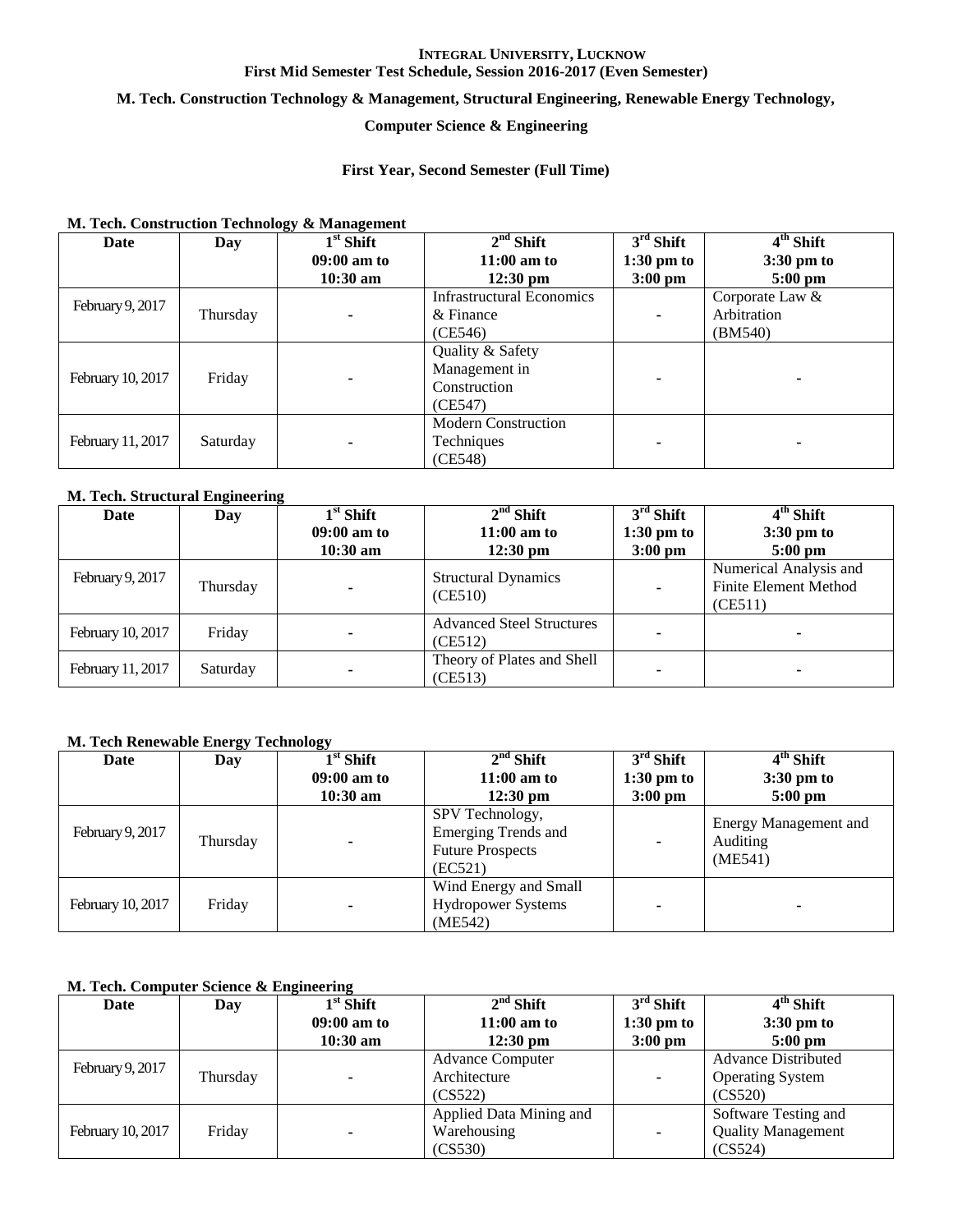**INTEGRAL UNIVERSITY, LUCKNOW**
**First Mid Semester Test Schedule, Session 2016-2017 (Even Semester)**

**M. Tech. Construction Technology & Management, Structural Engineering, Renewable Energy Technology, Computer Science & Engineering**

**First Year, Second Semester (Full Time)**

**M. Tech. Construction Technology & Management**

| Date | Day | 1st Shift 09:00 am to 10:30 am | 2nd Shift 11:00 am to 12:30 pm | 3rd Shift 1:30 pm to 3:00 pm | 4th Shift 3:30 pm to 5:00 pm |
|---|---|---|---|---|---|
| February 9, 2017 | Thursday | - | Infrastructural Economics & Finance (CE546) | - | Corporate Law & Arbitration (BM540) |
| February 10, 2017 | Friday | - | Quality & Safety Management in Construction (CE547) | - | - |
| February 11, 2017 | Saturday | - | Modern Construction Techniques (CE548) | - | - |

**M. Tech. Structural Engineering**

| Date | Day | 1st Shift 09:00 am to 10:30 am | 2nd Shift 11:00 am to 12:30 pm | 3rd Shift 1:30 pm to 3:00 pm | 4th Shift 3:30 pm to 5:00 pm |
|---|---|---|---|---|---|
| February 9, 2017 | Thursday | - | Structural Dynamics (CE510) | - | Numerical Analysis and Finite Element Method (CE511) |
| February 10, 2017 | Friday | - | Advanced Steel Structures (CE512) | - | - |
| February 11, 2017 | Saturday | - | Theory of Plates and Shell (CE513) | - | - |

**M. Tech Renewable Energy Technology**

| Date | Day | 1st Shift 09:00 am to 10:30 am | 2nd Shift 11:00 am to 12:30 pm | 3rd Shift 1:30 pm to 3:00 pm | 4th Shift 3:30 pm to 5:00 pm |
|---|---|---|---|---|---|
| February 9, 2017 | Thursday | - | SPV Technology, Emerging Trends and Future Prospects (EC521) | - | Energy Management and Auditing (ME541) |
| February 10, 2017 | Friday | - | Wind Energy and Small Hydropower Systems (ME542) | - | - |

**M. Tech. Computer Science & Engineering**

| Date | Day | 1st Shift 09:00 am to 10:30 am | 2nd Shift 11:00 am to 12:30 pm | 3rd Shift 1:30 pm to 3:00 pm | 4th Shift 3:30 pm to 5:00 pm |
|---|---|---|---|---|---|
| February 9, 2017 | Thursday | - | Advance Computer Architecture (CS522) | - | Advance Distributed Operating System (CS520) |
| February 10, 2017 | Friday | - | Applied Data Mining and Warehousing (CS530) | - | Software Testing and Quality Management (CS524) |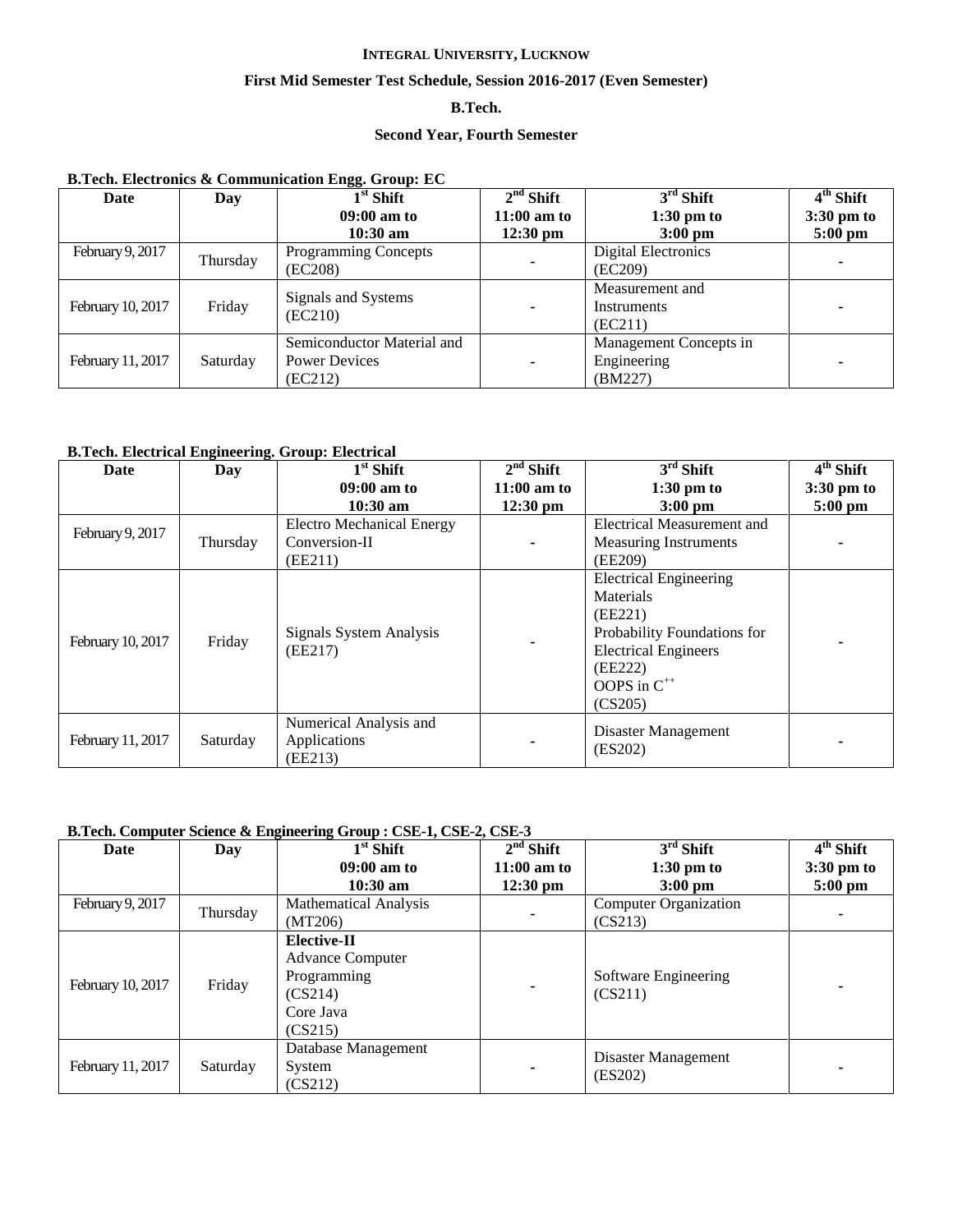**INTEGRAL UNIVERSITY, LUCKNOW**

**First Mid Semester Test Schedule, Session 2016-2017 (Even Semester)**

**B.Tech.**

**Second Year, Fourth Semester**

**B.Tech. Electronics & Communication Engg. Group: EC**

| Date | Day | 1st Shift 09:00 am to 10:30 am | 2nd Shift 11:00 am to 12:30 pm | 3rd Shift 1:30 pm to 3:00 pm | 4th Shift 3:30 pm to 5:00 pm |
|---|---|---|---|---|---|
| February 9, 2017 | Thursday | Programming Concepts (EC208) | - | Digital Electronics (EC209) | - |
| February 10, 2017 | Friday | Signals and Systems (EC210) | - | Measurement and Instruments (EC211) | - |
| February 11, 2017 | Saturday | Semiconductor Material and Power Devices (EC212) | - | Management Concepts in Engineering (BM227) | - |

**B.Tech. Electrical Engineering. Group: Electrical**

| Date | Day | 1st Shift 09:00 am to 10:30 am | 2nd Shift 11:00 am to 12:30 pm | 3rd Shift 1:30 pm to 3:00 pm | 4th Shift 3:30 pm to 5:00 pm |
|---|---|---|---|---|---|
| February 9, 2017 | Thursday | Electro Mechanical Energy Conversion-II (EE211) | - | Electrical Measurement and Measuring Instruments (EE209) | - |
| February 10, 2017 | Friday | Signals System Analysis (EE217) | - | Electrical Engineering Materials (EE221) Probability Foundations for Electrical Engineers (EE222) OOPS in C++ (CS205) | - |
| February 11, 2017 | Saturday | Numerical Analysis and Applications (EE213) | - | Disaster Management (ES202) | - |

**B.Tech. Computer Science & Engineering Group : CSE-1, CSE-2, CSE-3**

| Date | Day | 1st Shift 09:00 am to 10:30 am | 2nd Shift 11:00 am to 12:30 pm | 3rd Shift 1:30 pm to 3:00 pm | 4th Shift 3:30 pm to 5:00 pm |
|---|---|---|---|---|---|
| February 9, 2017 | Thursday | Mathematical Analysis (MT206) | - | Computer Organization (CS213) | - |
| February 10, 2017 | Friday | **Elective-II** Advance Computer Programming (CS214) Core Java (CS215) | - | Software Engineering (CS211) | - |
| February 11, 2017 | Saturday | Database Management System (CS212) | - | Disaster Management (ES202) | - |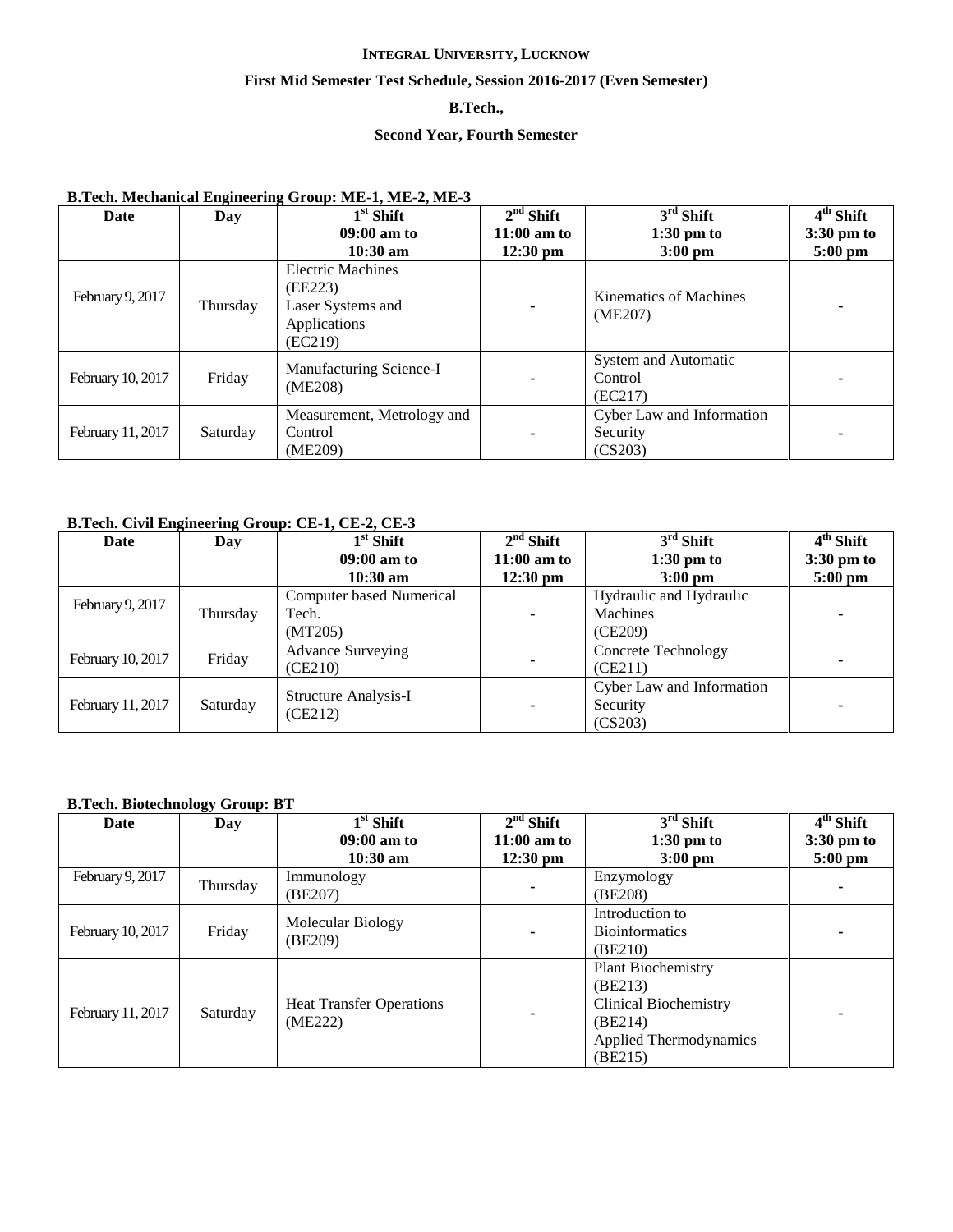**INTEGRAL UNIVERSITY, LUCKNOW**

**First Mid Semester Test Schedule, Session 2016-2017 (Even Semester)**

**B.Tech.,**

**Second Year, Fourth Semester**

**B.Tech. Mechanical Engineering Group: ME-1, ME-2, ME-3**

| Date | Day | 1st Shift 09:00 am to 10:30 am | 2nd Shift 11:00 am to 12:30 pm | 3rd Shift 1:30 pm to 3:00 pm | 4th Shift 3:30 pm to 5:00 pm |
|---|---|---|---|---|---|
| February 9, 2017 | Thursday | Electric Machines (EE223) Laser Systems and Applications (EC219) | - | Kinematics of Machines (ME207) | - |
| February 10, 2017 | Friday | Manufacturing Science-I (ME208) | - | System and Automatic Control (EC217) | - |
| February 11, 2017 | Saturday | Measurement, Metrology and Control (ME209) | - | Cyber Law and Information Security (CS203) | - |

**B.Tech. Civil Engineering Group: CE-1, CE-2, CE-3**

| Date | Day | 1st Shift 09:00 am to 10:30 am | 2nd Shift 11:00 am to 12:30 pm | 3rd Shift 1:30 pm to 3:00 pm | 4th Shift 3:30 pm to 5:00 pm |
|---|---|---|---|---|---|
| February 9, 2017 | Thursday | Computer based Numerical Tech. (MT205) | - | Hydraulic and Hydraulic Machines (CE209) | - |
| February 10, 2017 | Friday | Advance Surveying (CE210) | - | Concrete Technology (CE211) | - |
| February 11, 2017 | Saturday | Structure Analysis-I (CE212) | - | Cyber Law and Information Security (CS203) | - |

**B.Tech. Biotechnology Group: BT**

| Date | Day | 1st Shift 09:00 am to 10:30 am | 2nd Shift 11:00 am to 12:30 pm | 3rd Shift 1:30 pm to 3:00 pm | 4th Shift 3:30 pm to 5:00 pm |
|---|---|---|---|---|---|
| February 9, 2017 | Thursday | Immunology (BE207) | - | Enzymology (BE208) | - |
| February 10, 2017 | Friday | Molecular Biology (BE209) | - | Introduction to Bioinformatics (BE210) | - |
| February 11, 2017 | Saturday | Heat Transfer Operations (ME222) | - | Plant Biochemistry (BE213) Clinical Biochemistry (BE214) Applied Thermodynamics (BE215) | - |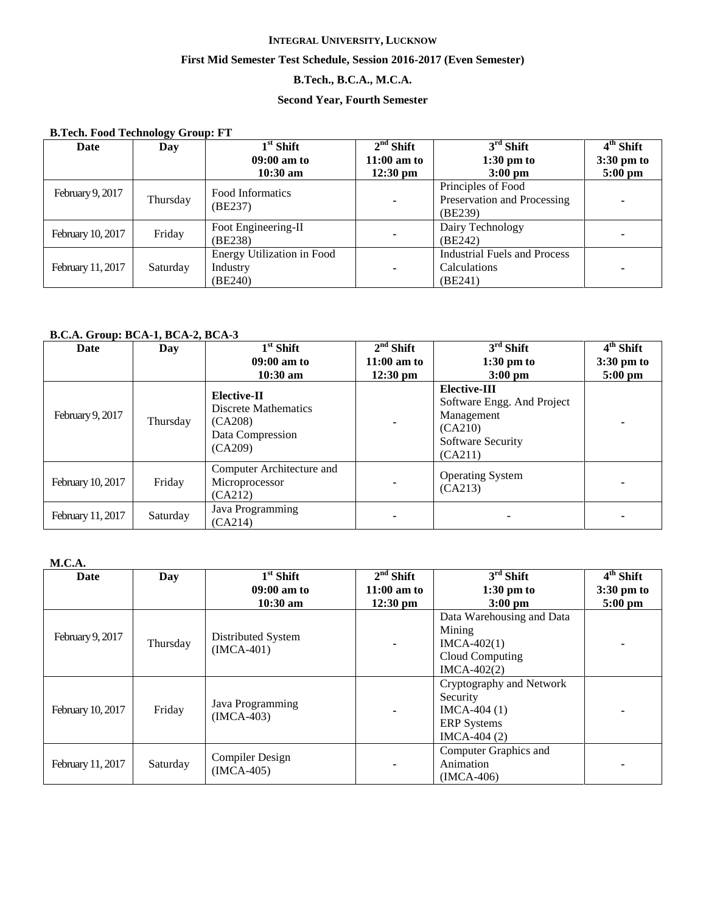**INTEGRAL UNIVERSITY, LUCKNOW**

**First Mid Semester Test Schedule, Session 2016-2017 (Even Semester)**

**B.Tech., B.C.A., M.C.A.**

**Second Year, Fourth Semester**

**B.Tech. Food Technology Group: FT**

| Date | Day | 1st Shift 09:00 am to 10:30 am | 2nd Shift 11:00 am to 12:30 pm | 3rd Shift 1:30 pm to 3:00 pm | 4th Shift 3:30 pm to 5:00 pm |
|---|---|---|---|---|---|
| February 9, 2017 | Thursday | Food Informatics (BE237) | - | Principles of Food Preservation and Processing (BE239) | - |
| February 10, 2017 | Friday | Foot Engineering-II (BE238) | - | Dairy Technology (BE242) | - |
| February 11, 2017 | Saturday | Energy Utilization in Food Industry (BE240) | - | Industrial Fuels and Process Calculations (BE241) | - |

**B.C.A. Group: BCA-1, BCA-2, BCA-3**

| Date | Day | 1st Shift 09:00 am to 10:30 am | 2nd Shift 11:00 am to 12:30 pm | 3rd Shift 1:30 pm to 3:00 pm | 4th Shift 3:30 pm to 5:00 pm |
|---|---|---|---|---|---|
| February 9, 2017 | Thursday | **Elective-II** Discrete Mathematics (CA208) Data Compression (CA209) | - | **Elective-III** Software Engg. And Project Management (CA210) Software Security (CA211) | - |
| February 10, 2017 | Friday | Computer Architecture and Microprocessor (CA212) | - | Operating System (CA213) | - |
| February 11, 2017 | Saturday | Java Programming (CA214) | - | - | - |

**M.C.A.**

| Date | Day | 1st Shift 09:00 am to 10:30 am | 2nd Shift 11:00 am to 12:30 pm | 3rd Shift 1:30 pm to 3:00 pm | 4th Shift 3:30 pm to 5:00 pm |
|---|---|---|---|---|---|
| February 9, 2017 | Thursday | Distributed System (IMCA-401) | - | Data Warehousing and Data Mining IMCA-402(1) Cloud Computing IMCA-402(2) | - |
| February 10, 2017 | Friday | Java Programming (IMCA-403) | - | Cryptography and Network Security IMCA-404 (1) ERP Systems IMCA-404 (2) | - |
| February 11, 2017 | Saturday | Compiler Design (IMCA-405) | - | Computer Graphics and Animation (IMCA-406) | - |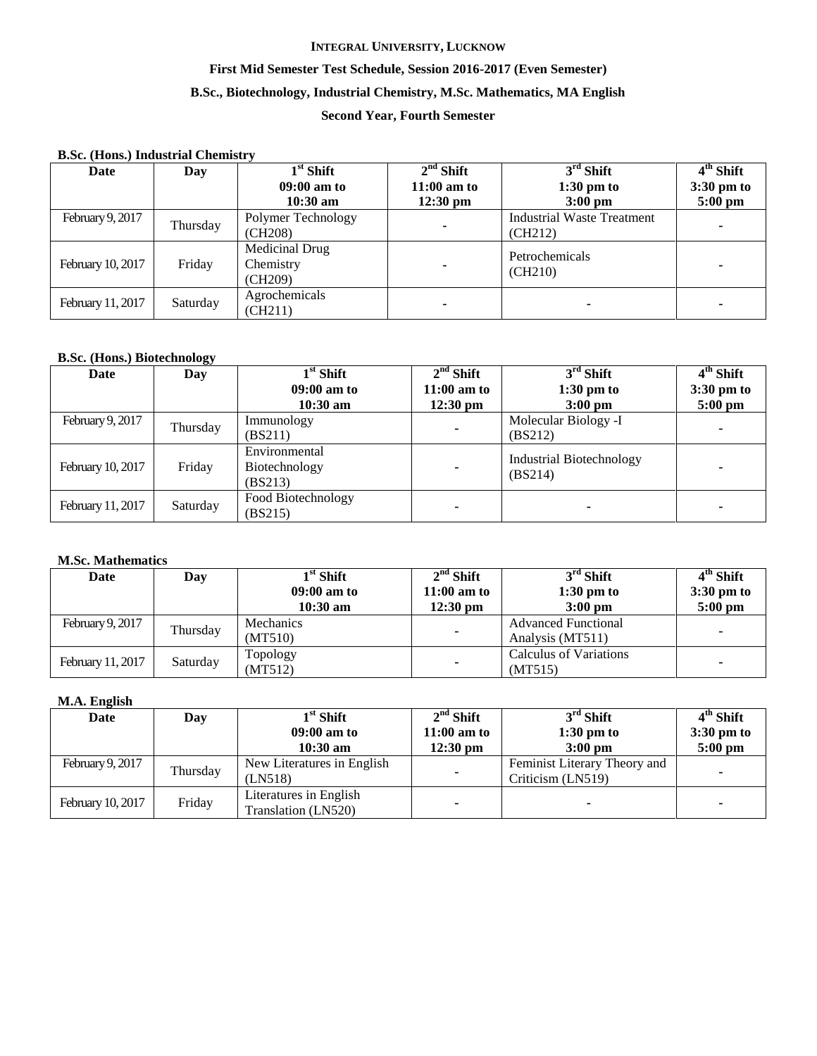**INTEGRAL UNIVERSITY, LUCKNOW**

**First Mid Semester Test Schedule, Session 2016-2017 (Even Semester)**

**B.Sc., Biotechnology, Industrial Chemistry, M.Sc. Mathematics, MA English**

**Second Year, Fourth Semester**

**B.Sc. (Hons.) Industrial Chemistry**

| Date | Day | 1st Shift 09:00 am to 10:30 am | 2nd Shift 11:00 am to 12:30 pm | 3rd Shift 1:30 pm to 3:00 pm | 4th Shift 3:30 pm to 5:00 pm |
|---|---|---|---|---|---|
| February 9, 2017 | Thursday | Polymer Technology (CH208) | - | Industrial Waste Treatment (CH212) | - |
| February 10, 2017 | Friday | Medicinal Drug Chemistry (CH209) | - | Petrochemicals (CH210) | - |
| February 11, 2017 | Saturday | Agrochemicals (CH211) | - | - | - |

**B.Sc. (Hons.) Biotechnology**

| Date | Day | 1st Shift 09:00 am to 10:30 am | 2nd Shift 11:00 am to 12:30 pm | 3rd Shift 1:30 pm to 3:00 pm | 4th Shift 3:30 pm to 5:00 pm |
|---|---|---|---|---|---|
| February 9, 2017 | Thursday | Immunology (BS211) | - | Molecular Biology -I (BS212) | - |
| February 10, 2017 | Friday | Environmental Biotechnology (BS213) | - | Industrial Biotechnology (BS214) | - |
| February 11, 2017 | Saturday | Food Biotechnology (BS215) | - | - | - |

**M.Sc. Mathematics**

| Date | Day | 1st Shift 09:00 am to 10:30 am | 2nd Shift 11:00 am to 12:30 pm | 3rd Shift 1:30 pm to 3:00 pm | 4th Shift 3:30 pm to 5:00 pm |
|---|---|---|---|---|---|
| February 9, 2017 | Thursday | Mechanics (MT510) | - | Advanced Functional Analysis (MT511) | - |
| February 11, 2017 | Saturday | Topology (MT512) | - | Calculus of Variations (MT515) | - |

**M.A. English**

| Date | Day | 1st Shift 09:00 am to 10:30 am | 2nd Shift 11:00 am to 12:30 pm | 3rd Shift 1:30 pm to 3:00 pm | 4th Shift 3:30 pm to 5:00 pm |
|---|---|---|---|---|---|
| February 9, 2017 | Thursday | New Literatures in English (LN518) | - | Feminist Literary Theory and Criticism (LN519) | - |
| February 10, 2017 | Friday | Literatures in English Translation (LN520) | - | - | - |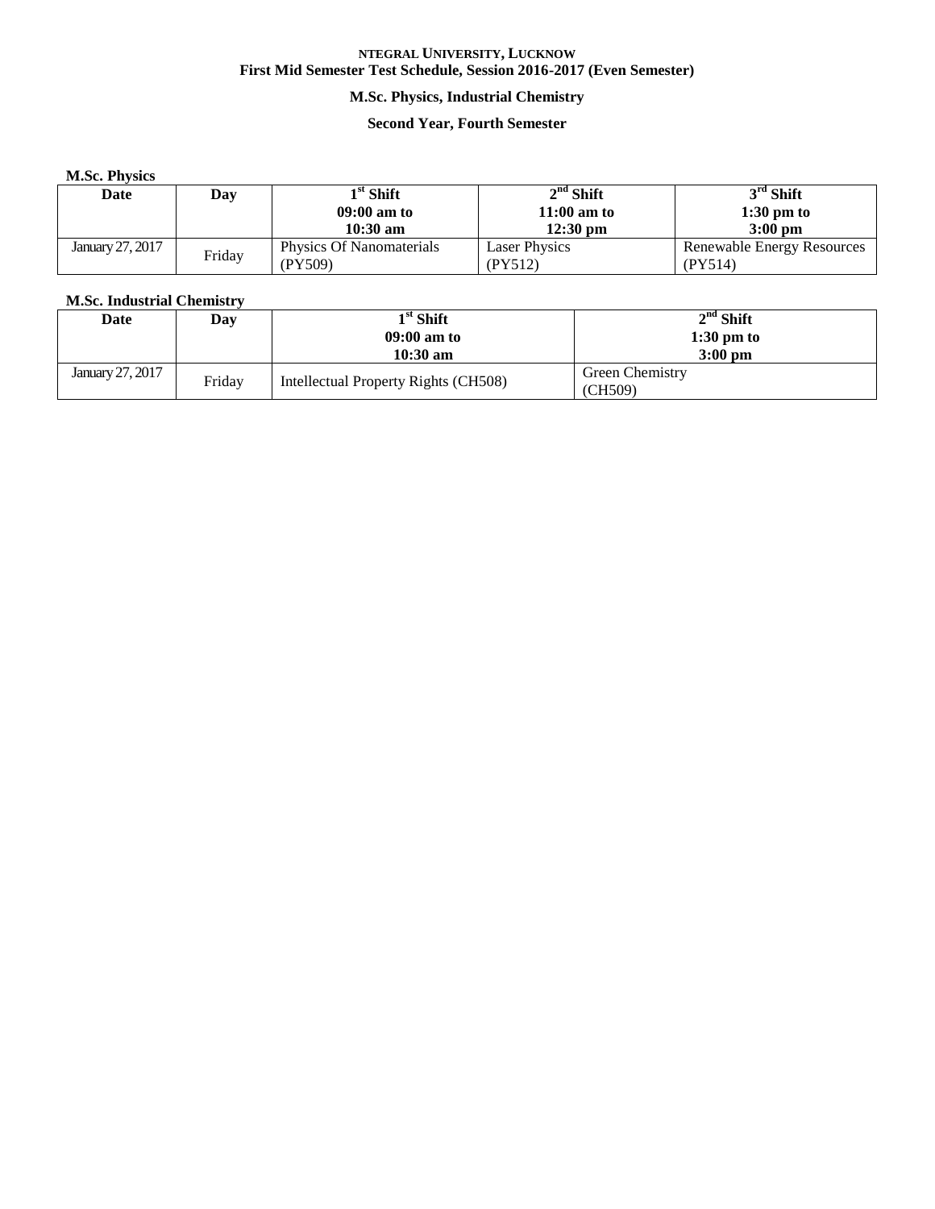**NTEGRAL UNIVERSITY, LUCKNOW**
**First Mid Semester Test Schedule, Session 2016-2017 (Even Semester)**

**M.Sc. Physics, Industrial Chemistry**

**Second Year, Fourth Semester**

**M.Sc. Physics**

| Date | Day | 1st Shift 09:00 am to 10:30 am | 2nd Shift 11:00 am to 12:30 pm | 3rd Shift 1:30 pm to 3:00 pm |
|---|---|---|---|---|
| January 27, 2017 | Friday | Physics Of Nanomaterials (PY509) | Laser Physics (PY512) | Renewable Energy Resources (PY514) |

**M.Sc. Industrial Chemistry**

| Date | Day | 1st Shift 09:00 am to 10:30 am | 2nd Shift 1:30 pm to 3:00 pm |
|---|---|---|---|
| January 27, 2017 | Friday | Intellectual Property Rights (CH508) | Green Chemistry (CH509) |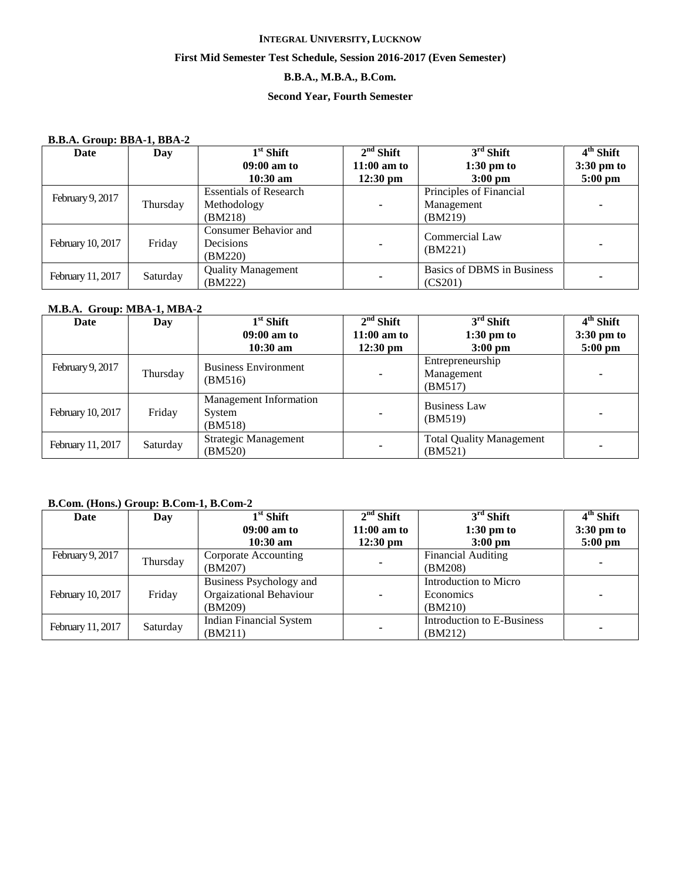**INTEGRAL UNIVERSITY, LUCKNOW**

**First Mid Semester Test Schedule, Session 2016-2017 (Even Semester)**

**B.B.A., M.B.A., B.Com.**

**Second Year, Fourth Semester**

**B.B.A. Group: BBA-1, BBA-2**

| Date | Day | 1st Shift 09:00 am to 10:30 am | 2nd Shift 11:00 am to 12:30 pm | 3rd Shift 1:30 pm to 3:00 pm | 4th Shift 3:30 pm to 5:00 pm |
|---|---|---|---|---|---|
| February 9, 2017 | Thursday | Essentials of Research Methodology (BM218) | - | Principles of Financial Management (BM219) | - |
| February 10, 2017 | Friday | Consumer Behavior and Decisions (BM220) | - | Commercial Law (BM221) | - |
| February 11, 2017 | Saturday | Quality Management (BM222) | - | Basics of DBMS in Business (CS201) | - |

**M.B.A. Group: MBA-1, MBA-2**

| Date | Day | 1st Shift 09:00 am to 10:30 am | 2nd Shift 11:00 am to 12:30 pm | 3rd Shift 1:30 pm to 3:00 pm | 4th Shift 3:30 pm to 5:00 pm |
|---|---|---|---|---|---|
| February 9, 2017 | Thursday | Business Environment (BM516) | - | Entrepreneurship Management (BM517) | - |
| February 10, 2017 | Friday | Management Information System (BM518) | - | Business Law (BM519) | - |
| February 11, 2017 | Saturday | Strategic Management (BM520) | - | Total Quality Management (BM521) | - |

**B.Com. (Hons.) Group: B.Com-1, B.Com-2**

| Date | Day | 1st Shift 09:00 am to 10:30 am | 2nd Shift 11:00 am to 12:30 pm | 3rd Shift 1:30 pm to 3:00 pm | 4th Shift 3:30 pm to 5:00 pm |
|---|---|---|---|---|---|
| February 9, 2017 | Thursday | Corporate Accounting (BM207) | - | Financial Auditing (BM208) | - |
| February 10, 2017 | Friday | Business Psychology and Orgaizational Behaviour (BM209) | - | Introduction to Micro Economics (BM210) | - |
| February 11, 2017 | Saturday | Indian Financial System (BM211) | - | Introduction to E-Business (BM212) | - |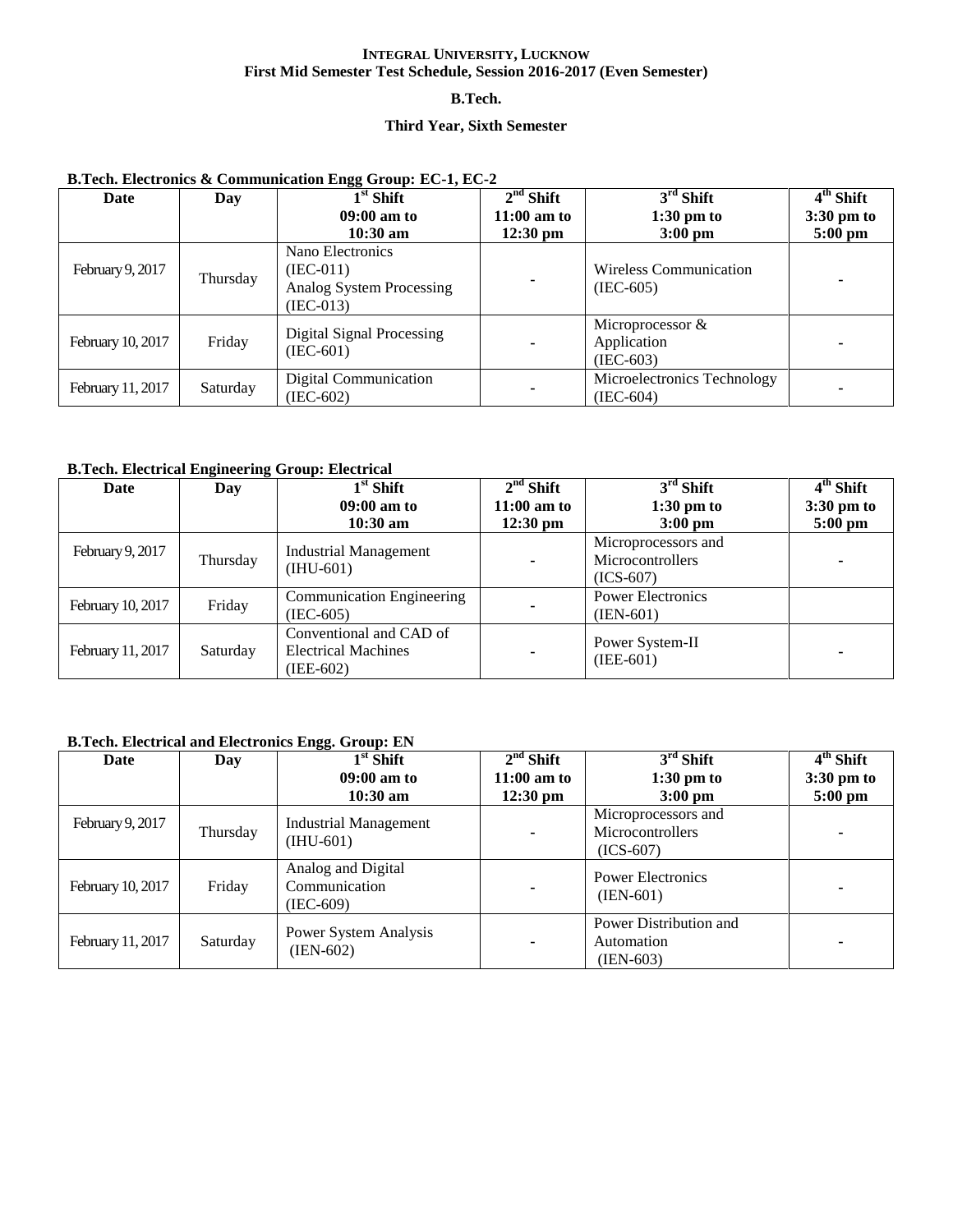**INTEGRAL UNIVERSITY, LUCKNOW**
**First Mid Semester Test Schedule, Session 2016-2017 (Even Semester)**

**B.Tech.**

**Third Year, Sixth Semester**

**B.Tech. Electronics & Communication Engg Group: EC-1, EC-2**

| Date | Day | 1st Shift 09:00 am to 10:30 am | 2nd Shift 11:00 am to 12:30 pm | 3rd Shift 1:30 pm to 3:00 pm | 4th Shift 3:30 pm to 5:00 pm |
|---|---|---|---|---|---|
| February 9, 2017 | Thursday | Nano Electronics (IEC-011) Analog System Processing (IEC-013) | - | Wireless Communication (IEC-605) | - |
| February 10, 2017 | Friday | Digital Signal Processing (IEC-601) | - | Microprocessor & Application (IEC-603) | - |
| February 11, 2017 | Saturday | Digital Communication (IEC-602) | - | Microelectronics Technology (IEC-604) | - |

**B.Tech. Electrical Engineering Group: Electrical**

| Date | Day | 1st Shift 09:00 am to 10:30 am | 2nd Shift 11:00 am to 12:30 pm | 3rd Shift 1:30 pm to 3:00 pm | 4th Shift 3:30 pm to 5:00 pm |
|---|---|---|---|---|---|
| February 9, 2017 | Thursday | Industrial Management (IHU-601) | - | Microprocessors and Microcontrollers (ICS-607) | - |
| February 10, 2017 | Friday | Communication Engineering (IEC-605) | - | Power Electronics (IEN-601) | |
| February 11, 2017 | Saturday | Conventional and CAD of Electrical Machines (IEE-602) | - | Power System-II (IEE-601) | - |

**B.Tech. Electrical and Electronics Engg. Group: EN**

| Date | Day | 1st Shift 09:00 am to 10:30 am | 2nd Shift 11:00 am to 12:30 pm | 3rd Shift 1:30 pm to 3:00 pm | 4th Shift 3:30 pm to 5:00 pm |
|---|---|---|---|---|---|
| February 9, 2017 | Thursday | Industrial Management (IHU-601) | - | Microprocessors and Microcontrollers (ICS-607) | - |
| February 10, 2017 | Friday | Analog and Digital Communication (IEC-609) | - | Power Electronics (IEN-601) | - |
| February 11, 2017 | Saturday | Power System Analysis (IEN-602) | - | Power Distribution and Automation (IEN-603) | - |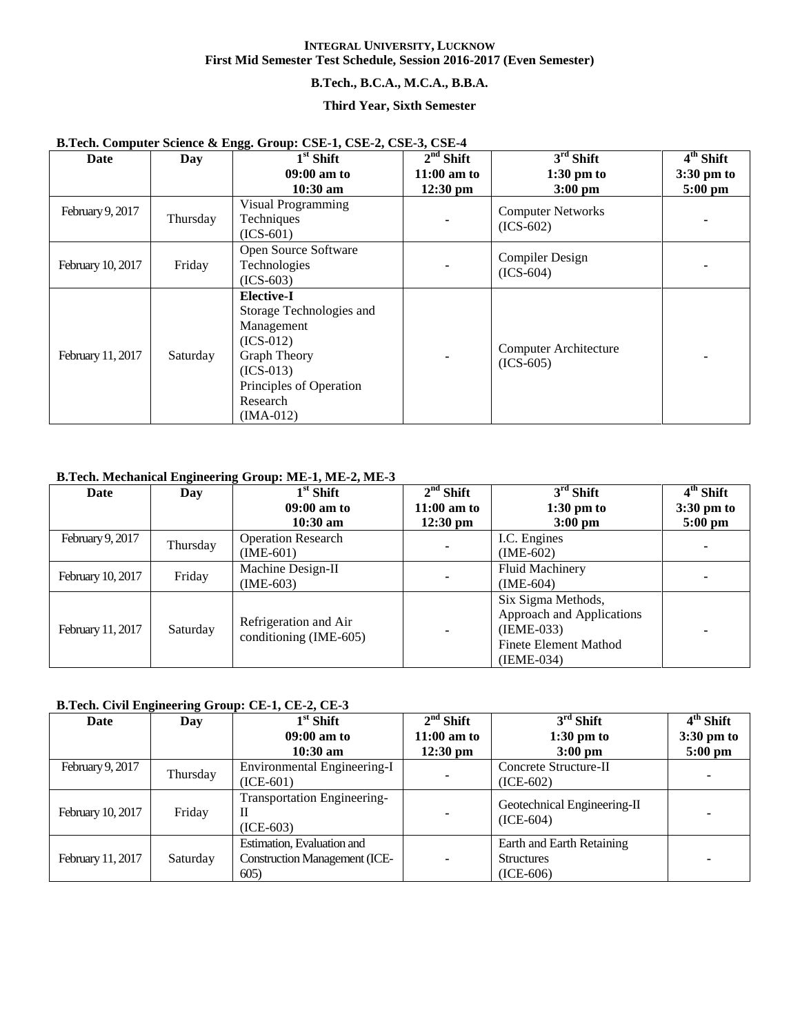**INTEGRAL UNIVERSITY, LUCKNOW**
**First Mid Semester Test Schedule, Session 2016-2017 (Even Semester)**

**B.Tech., B.C.A., M.C.A., B.B.A.**

**Third Year, Sixth Semester**

**B.Tech. Computer Science & Engg. Group: CSE-1, CSE-2, CSE-3, CSE-4**

| Date | Day | 1st Shift 09:00 am to 10:30 am | 2nd Shift 11:00 am to 12:30 pm | 3rd Shift 1:30 pm to 3:00 pm | 4th Shift 3:30 pm to 5:00 pm |
|---|---|---|---|---|---|
| February 9, 2017 | Thursday | Visual Programming Techniques (ICS-601) | - | Computer Networks (ICS-602) | - |
| February 10, 2017 | Friday | Open Source Software Technologies (ICS-603) | - | Compiler Design (ICS-604) | - |
| February 11, 2017 | Saturday | **Elective-I** Storage Technologies and Management (ICS-012) Graph Theory (ICS-013) Principles of Operation Research (IMA-012) | - | Computer Architecture (ICS-605) | - |

**B.Tech. Mechanical Engineering Group: ME-1, ME-2, ME-3**

| Date | Day | 1st Shift 09:00 am to 10:30 am | 2nd Shift 11:00 am to 12:30 pm | 3rd Shift 1:30 pm to 3:00 pm | 4th Shift 3:30 pm to 5:00 pm |
|---|---|---|---|---|---|
| February 9, 2017 | Thursday | Operation Research (IME-601) | - | I.C. Engines (IME-602) | - |
| February 10, 2017 | Friday | Machine Design-II (IME-603) | - | Fluid Machinery (IME-604) | - |
| February 11, 2017 | Saturday | Refrigeration and Air conditioning (IME-605) | - | Six Sigma Methods, Approach and Applications (IEME-033) Finete Element Mathod (IEME-034) | - |

**B.Tech. Civil Engineering Group: CE-1, CE-2, CE-3**

| Date | Day | 1st Shift 09:00 am to 10:30 am | 2nd Shift 11:00 am to 12:30 pm | 3rd Shift 1:30 pm to 3:00 pm | 4th Shift 3:30 pm to 5:00 pm |
|---|---|---|---|---|---|
| February 9, 2017 | Thursday | Environmental Engineering-I (ICE-601) | - | Concrete Structure-II (ICE-602) | - |
| February 10, 2017 | Friday | Transportation Engineering-II (ICE-603) | - | Geotechnical Engineering-II (ICE-604) | - |
| February 11, 2017 | Saturday | Estimation, Evaluation and Construction Management (ICE-605) | - | Earth and Earth Retaining Structures (ICE-606) | - |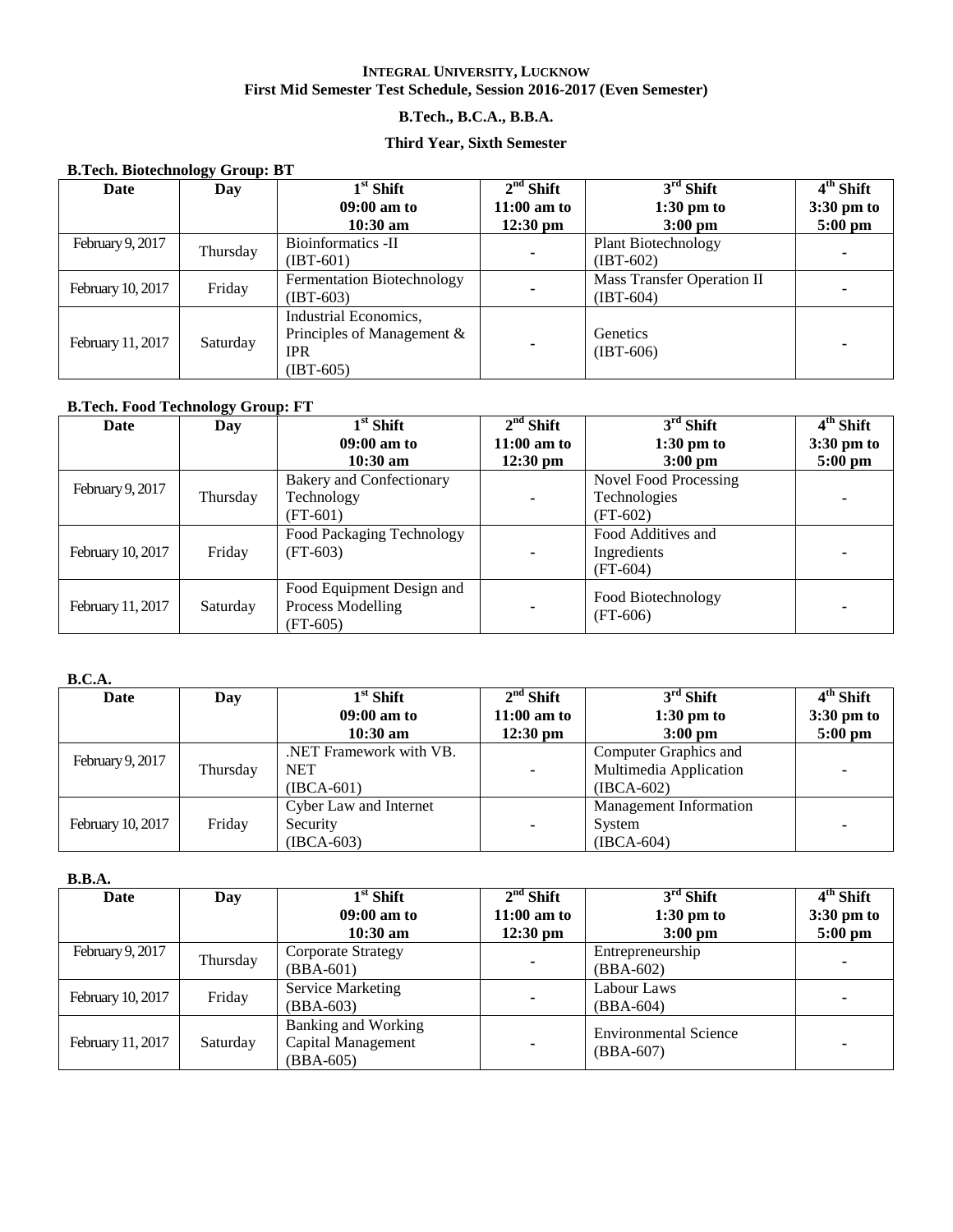**INTEGRAL UNIVERSITY, LUCKNOW**
**First Mid Semester Test Schedule, Session 2016-2017 (Even Semester)**

**B.Tech., B.C.A., B.B.A.**

**Third Year, Sixth Semester**

**B.Tech. Biotechnology Group: BT**

| Date | Day | 1st Shift 09:00 am to 10:30 am | 2nd Shift 11:00 am to 12:30 pm | 3rd Shift 1:30 pm to 3:00 pm | 4th Shift 3:30 pm to 5:00 pm |
|---|---|---|---|---|---|
| February 9, 2017 | Thursday | Bioinformatics -II (IBT-601) | - | Plant Biotechnology (IBT-602) | - |
| February 10, 2017 | Friday | Fermentation Biotechnology (IBT-603) | - | Mass Transfer Operation II (IBT-604) | - |
| February 11, 2017 | Saturday | Industrial Economics, Principles of Management & IPR (IBT-605) | - | Genetics (IBT-606) | - |

**B.Tech. Food Technology Group: FT**

| Date | Day | 1st Shift 09:00 am to 10:30 am | 2nd Shift 11:00 am to 12:30 pm | 3rd Shift 1:30 pm to 3:00 pm | 4th Shift 3:30 pm to 5:00 pm |
|---|---|---|---|---|---|
| February 9, 2017 | Thursday | Bakery and Confectionary Technology (FT-601) | - | Novel Food Processing Technologies (FT-602) | - |
| February 10, 2017 | Friday | Food Packaging Technology (FT-603) | - | Food Additives and Ingredients (FT-604) | - |
| February 11, 2017 | Saturday | Food Equipment Design and Process Modelling (FT-605) | - | Food Biotechnology (FT-606) | - |

**B.C.A.**

| Date | Day | 1st Shift 09:00 am to 10:30 am | 2nd Shift 11:00 am to 12:30 pm | 3rd Shift 1:30 pm to 3:00 pm | 4th Shift 3:30 pm to 5:00 pm |
|---|---|---|---|---|---|
| February 9, 2017 | Thursday | .NET Framework with VB. NET (IBCA-601) | - | Computer Graphics and Multimedia Application (IBCA-602) | - |
| February 10, 2017 | Friday | Cyber Law and Internet Security (IBCA-603) | - | Management Information System (IBCA-604) | - |

**B.B.A.**

| Date | Day | 1st Shift 09:00 am to 10:30 am | 2nd Shift 11:00 am to 12:30 pm | 3rd Shift 1:30 pm to 3:00 pm | 4th Shift 3:30 pm to 5:00 pm |
|---|---|---|---|---|---|
| February 9, 2017 | Thursday | Corporate Strategy (BBA-601) | - | Entrepreneurship (BBA-602) | - |
| February 10, 2017 | Friday | Service Marketing (BBA-603) | - | Labour Laws (BBA-604) | - |
| February 11, 2017 | Saturday | Banking and Working Capital Management (BBA-605) | - | Environmental Science (BBA-607) | - |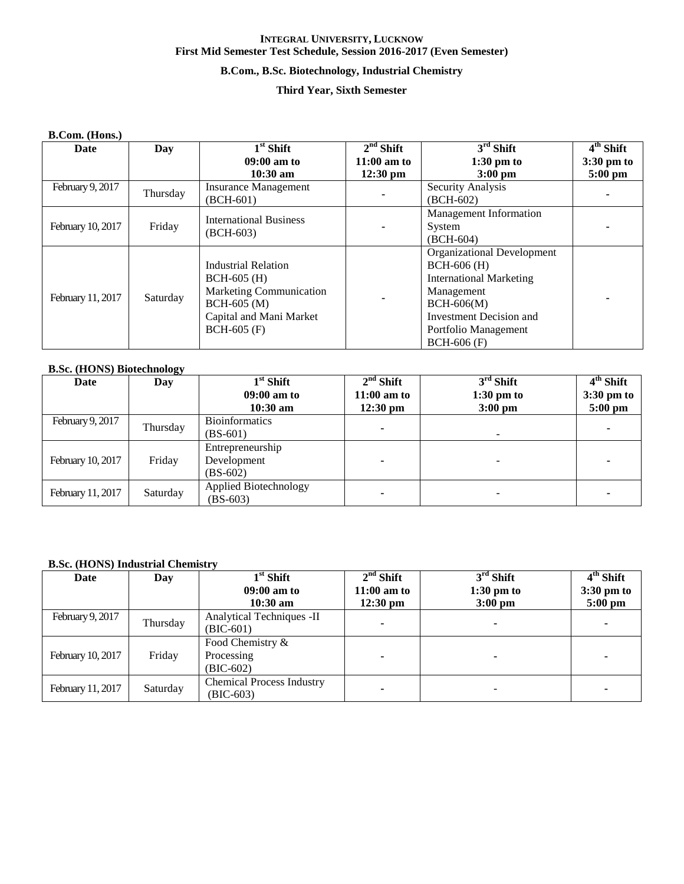**INTEGRAL UNIVERSITY, LUCKNOW**
**First Mid Semester Test Schedule, Session 2016-2017 (Even Semester)**

**B.Com., B.Sc. Biotechnology, Industrial Chemistry**

**Third Year, Sixth Semester**

**B.Com. (Hons.)**

| Date | Day | 1st Shift 09:00 am to 10:30 am | 2nd Shift 11:00 am to 12:30 pm | 3rd Shift 1:30 pm to 3:00 pm | 4th Shift 3:30 pm to 5:00 pm |
|---|---|---|---|---|---|
| February 9, 2017 | Thursday | Insurance Management (BCH-601) | - | Security Analysis (BCH-602) | - |
| February 10, 2017 | Friday | International Business (BCH-603) | - | Management Information System (BCH-604) | - |
| February 11, 2017 | Saturday | Industrial Relation BCH-605 (H) Marketing Communication BCH-605 (M) Capital and Mani Market BCH-605 (F) | - | Organizational Development BCH-606 (H) International Marketing Management BCH-606(M) Investment Decision and Portfolio Management BCH-606 (F) | - |

**B.Sc. (HONS) Biotechnology**

| Date | Day | 1st Shift 09:00 am to 10:30 am | 2nd Shift 11:00 am to 12:30 pm | 3rd Shift 1:30 pm to 3:00 pm | 4th Shift 3:30 pm to 5:00 pm |
|---|---|---|---|---|---|
| February 9, 2017 | Thursday | Bioinformatics (BS-601) | - | - | - |
| February 10, 2017 | Friday | Entrepreneurship Development (BS-602) | - | - | - |
| February 11, 2017 | Saturday | Applied Biotechnology (BS-603) | - | - | - |

**B.Sc. (HONS) Industrial Chemistry**

| Date | Day | 1st Shift 09:00 am to 10:30 am | 2nd Shift 11:00 am to 12:30 pm | 3rd Shift 1:30 pm to 3:00 pm | 4th Shift 3:30 pm to 5:00 pm |
|---|---|---|---|---|---|
| February 9, 2017 | Thursday | Analytical Techniques -II (BIC-601) | - | - | - |
| February 10, 2017 | Friday | Food Chemistry & Processing (BIC-602) | - | - | - |
| February 11, 2017 | Saturday | Chemical Process Industry (BIC-603) | - | - | - |